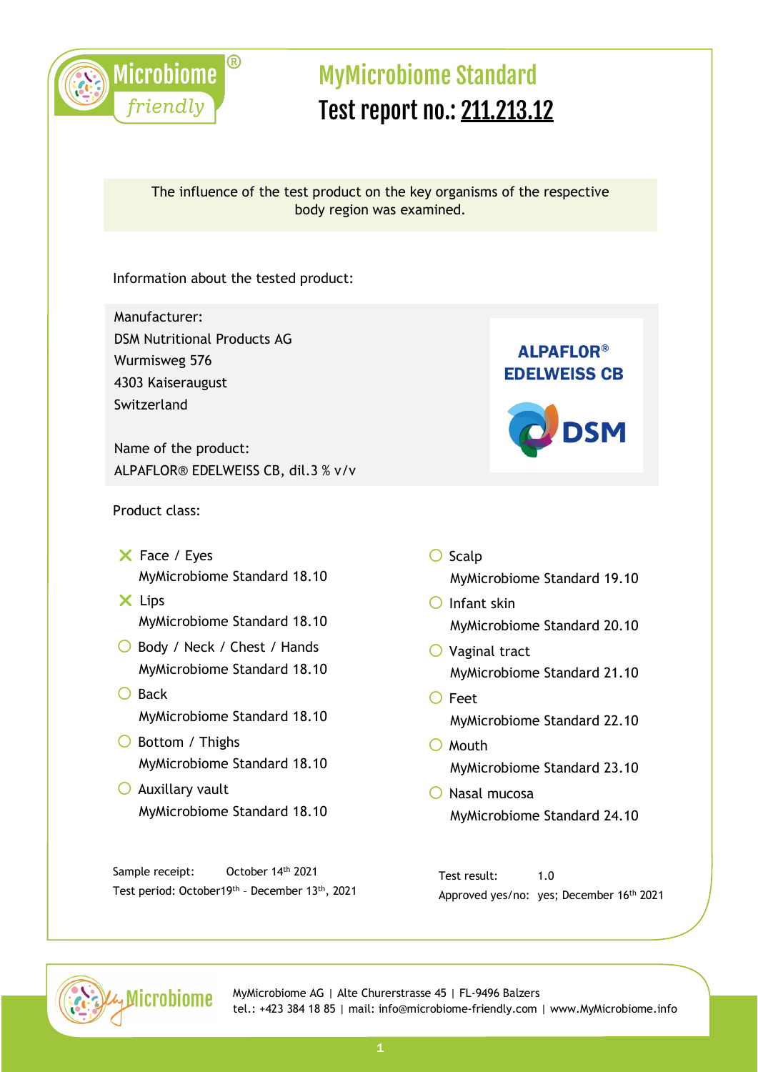# MyMicrobiome Standard

## Test report no.: 211.213.12

The influence of the test product on the key organisms of the respective body region was examined.

Information about the tested product:

Manufacturer:
DSM Nutritional Products AG
Wurmisweg 576
4303 Kaiseraugust
Switzerland

Name of the product:
ALPAFLOR® EDELWEISS CB, dil.3 % v/v

ALPAFLOR® EDELWEISS CB

DSM

Product class:

- ☒ Face / Eyes
  MyMicrobiome Standard 18.10
- ☒ Lips
  MyMicrobiome Standard 18.10
- ○ Body / Neck / Chest / Hands
  MyMicrobiome Standard 18.10
- ○ Back
  MyMicrobiome Standard 18.10
- ○ Bottom / Thighs
  MyMicrobiome Standard 18.10
- ○ Auxillary vault
  MyMicrobiome Standard 18.10
- ○ Scalp
  MyMicrobiome Standard 19.10
- ○ Infant skin
  MyMicrobiome Standard 20.10
- ○ Vaginal tract
  MyMicrobiome Standard 21.10
- ○ Feet
  MyMicrobiome Standard 22.10
- ○ Mouth
  MyMicrobiome Standard 23.10
- ○ Nasal mucosa
  MyMicrobiome Standard 24.10

Sample receipt: October 14th 2021
Test period: October19th – December 13th, 2021

Test result: 1.0
Approved yes/no: yes; December 16th 2021

MyMicrobiome AG | Alte Churerstrasse 45 | FL-9496 Balzers
tel.: +423 384 18 85 | mail: info@microbiome-friendly.com | www.MyMicrobiome.info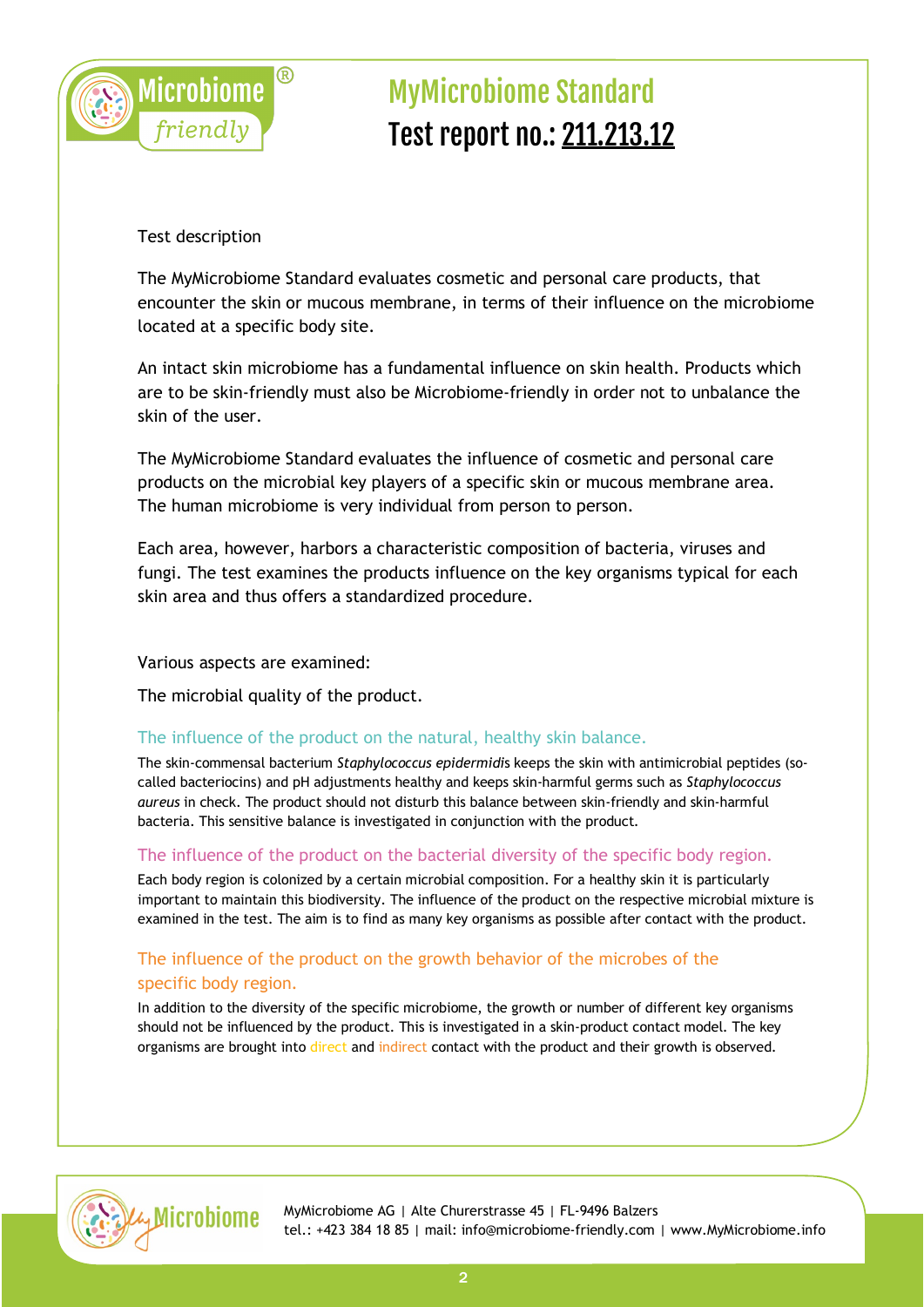# MyMicrobiome Standard

## Test report no.: 211.213.12

Test description

The MyMicrobiome Standard evaluates cosmetic and personal care products, that encounter the skin or mucous membrane, in terms of their influence on the microbiome located at a specific body site.

An intact skin microbiome has a fundamental influence on skin health. Products which are to be skin-friendly must also be Microbiome-friendly in order not to unbalance the skin of the user.

The MyMicrobiome Standard evaluates the influence of cosmetic and personal care products on the microbial key players of a specific skin or mucous membrane area. The human microbiome is very individual from person to person.

Each area, however, harbors a characteristic composition of bacteria, viruses and fungi. The test examines the products influence on the key organisms typical for each skin area and thus offers a standardized procedure.

Various aspects are examined:

The microbial quality of the product.

### The influence of the product on the natural, healthy skin balance.

The skin-commensal bacterium *Staphylococcus epidermidis* keeps the skin with antimicrobial peptides (so-called bacteriocins) and pH adjustments healthy and keeps skin-harmful germs such as *Staphylococcus aureus* in check. The product should not disturb this balance between skin-friendly and skin-harmful bacteria. This sensitive balance is investigated in conjunction with the product.

### The influence of the product on the bacterial diversity of the specific body region.

Each body region is colonized by a certain microbial composition. For a healthy skin it is particularly important to maintain this biodiversity. The influence of the product on the respective microbial mixture is examined in the test. The aim is to find as many key organisms as possible after contact with the product.

### The influence of the product on the growth behavior of the microbes of the specific body region.

In addition to the diversity of the specific microbiome, the growth or number of different key organisms should not be influenced by the product. This is investigated in a skin-product contact model. The key organisms are brought into direct and indirect contact with the product and their growth is observed.

MyMicrobiome AG | Alte Churerstrasse 45 | FL-9496 Balzers
tel.: +423 384 18 85 | mail: info@microbiome-friendly.com | www.MyMicrobiome.info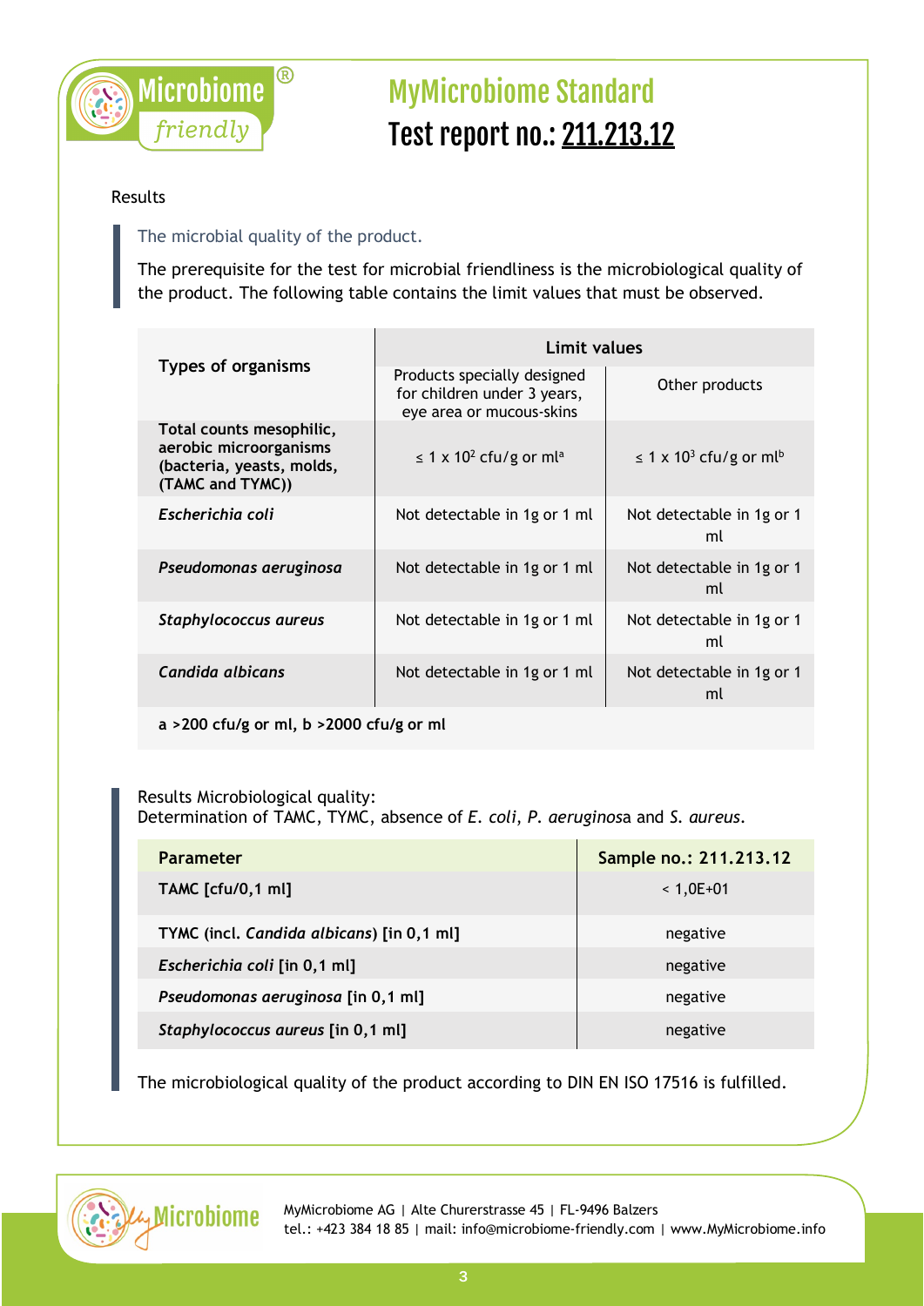# MyMicrobiome Standard

# Test report no.: 211.213.12

Results

The microbial quality of the product.

The prerequisite for the test for microbial friendliness is the microbiological quality of the product. The following table contains the limit values that must be observed.

| Types of organisms | Limit values | |
|---|---|---|
| | Products specially designed for children under 3 years, eye area or mucous-skins | Other products |
| **Total counts mesophilic, aerobic microorganisms (bacteria, yeasts, molds, (TAMC and TYMC))** | ≤ $1 \times 10^2$ cfu/g or ml[a] | ≤ $1 \times 10^3$ cfu/g or ml[b] |
| ***Escherichia coli*** | Not detectable in 1g or 1 ml | Not detectable in 1g or 1 ml |
| ***Pseudomonas aeruginosa*** | Not detectable in 1g or 1 ml | Not detectable in 1g or 1 ml |
| ***Staphylococcus aureus*** | Not detectable in 1g or 1 ml | Not detectable in 1g or 1 ml |
| ***Candida albicans*** | Not detectable in 1g or 1 ml | Not detectable in 1g or 1 ml |

**a >200 cfu/g or ml, b >2000 cfu/g or ml**

Results Microbiological quality:
Determination of TAMC, TYMC, absence of *E. coli*, *P. aeruginosa* and *S. aureus*.

| Parameter | Sample no.: 211.213.12 |
|---|---|
| **TAMC [cfu/0,1 ml]** | < 1,0E+01 |
| **TYMC (incl. *Candida albicans*) [in 0,1 ml]** | negative |
| ***Escherichia coli* [in 0,1 ml]** | negative |
| ***Pseudomonas aeruginosa* [in 0,1 ml]** | negative |
| ***Staphylococcus aureus* [in 0,1 ml]** | negative |

The microbiological quality of the product according to DIN EN ISO 17516 is fulfilled.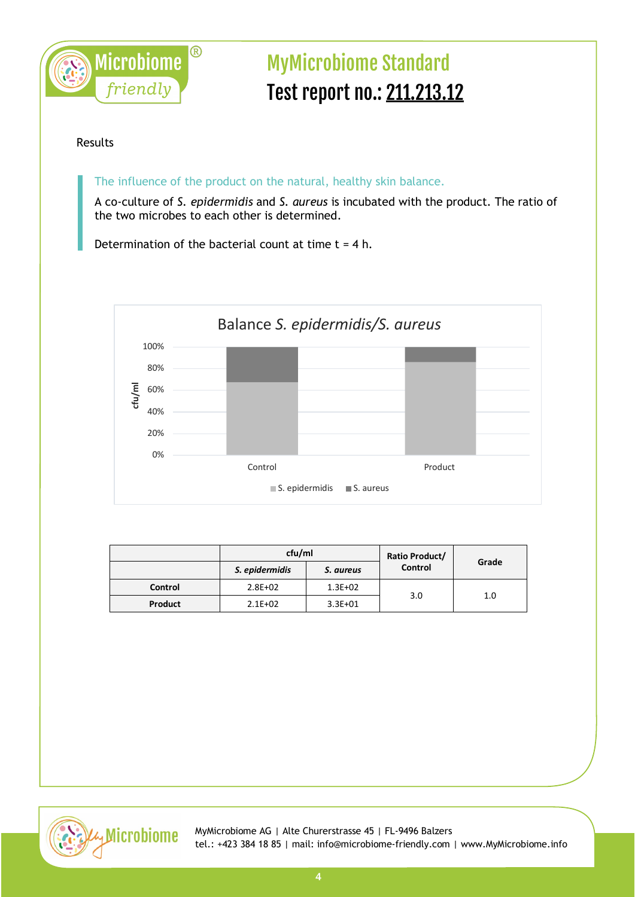# MyMicrobiome Standard

# Test report no.: 211.213.12

Results

### The influence of the product on the natural, healthy skin balance.

A co-culture of *S. epidermidis* and *S. aureus* is incubated with the product. The ratio of the two microbes to each other is determined.

Determination of the bacterial count at time t = 4 h.

Balance *S. epidermidis/S. aureus*

| | cfu/ml | | Ratio Product/ Control | Grade |
|---|---|---|---|---|
| | *S. epidermidis* | *S. aureus* | | |
| **Control** | 2.8E+02 | 1.3E+02 | 3.0 | 1.0 |
| **Product** | 2.1E+02 | 3.3E+01 | | |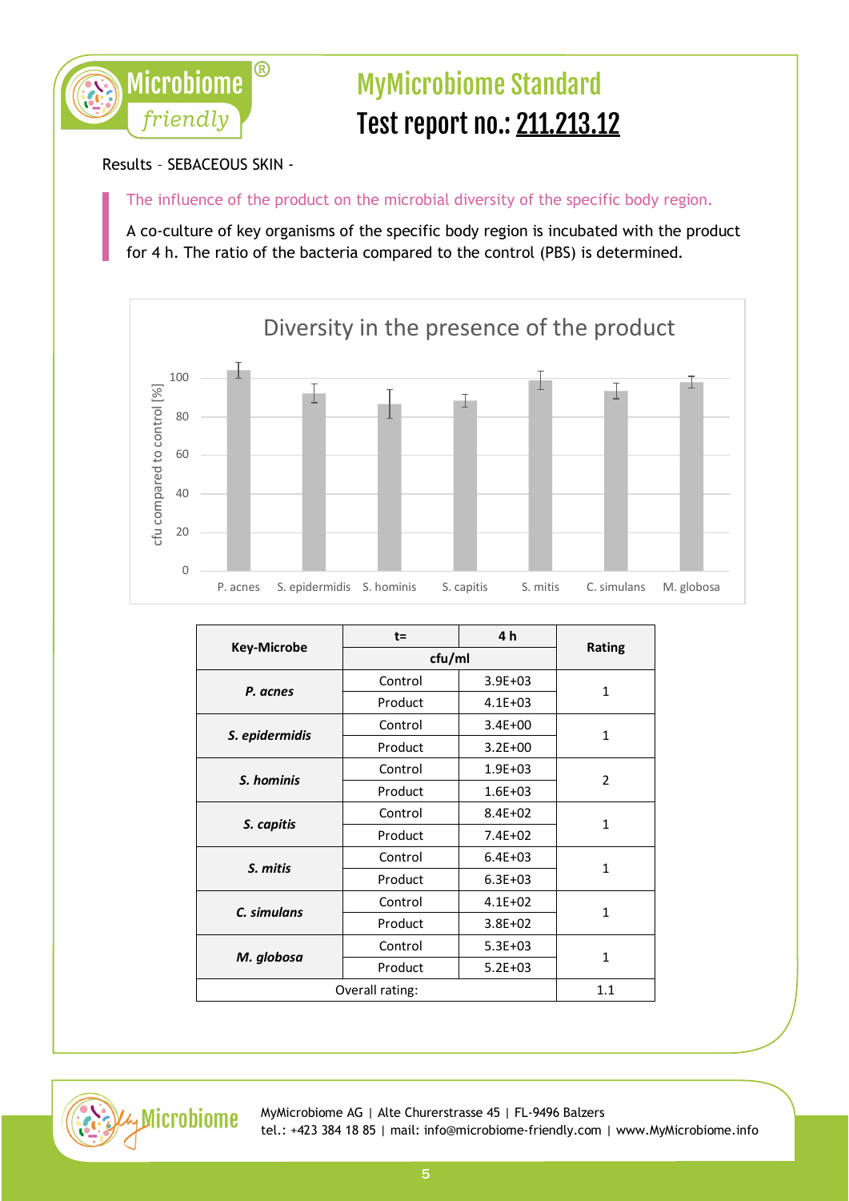# MyMicrobiome Standard

# Test report no.: 211.213.12

Results – SEBACEOUS SKIN -

The influence of the product on the microbial diversity of the specific body region.

A co-culture of key organisms of the specific body region is incubated with the product for 4 h. The ratio of the bacteria compared to the control (PBS) is determined.

**Diversity in the presence of the product**

| Key-Microbe | t= | 4 h | Rating |
|---|---|---|---|
| | cfu/ml | | |
| ***P. acnes*** | Control | 3.9E+03 | 1 |
| | Product | 4.1E+03 | |
| ***S. epidermidis*** | Control | 3.4E+00 | 1 |
| | Product | 3.2E+00 | |
| ***S. hominis*** | Control | 1.9E+03 | 2 |
| | Product | 1.6E+03 | |
| ***S. capitis*** | Control | 8.4E+02 | 1 |
| | Product | 7.4E+02 | |
| ***S. mitis*** | Control | 6.4E+03 | 1 |
| | Product | 6.3E+03 | |
| ***C. simulans*** | Control | 4.1E+02 | 1 |
| | Product | 3.8E+02 | |
| ***M. globosa*** | Control | 5.3E+03 | 1 |
| | Product | 5.2E+03 | |
| Overall rating: | | | 1.1 |

MyMicrobiome AG | Alte Churerstrasse 45 | FL-9496 Balzers
tel.: +423 384 18 85 | mail: info@microbiome-friendly.com | www.MyMicrobiome.info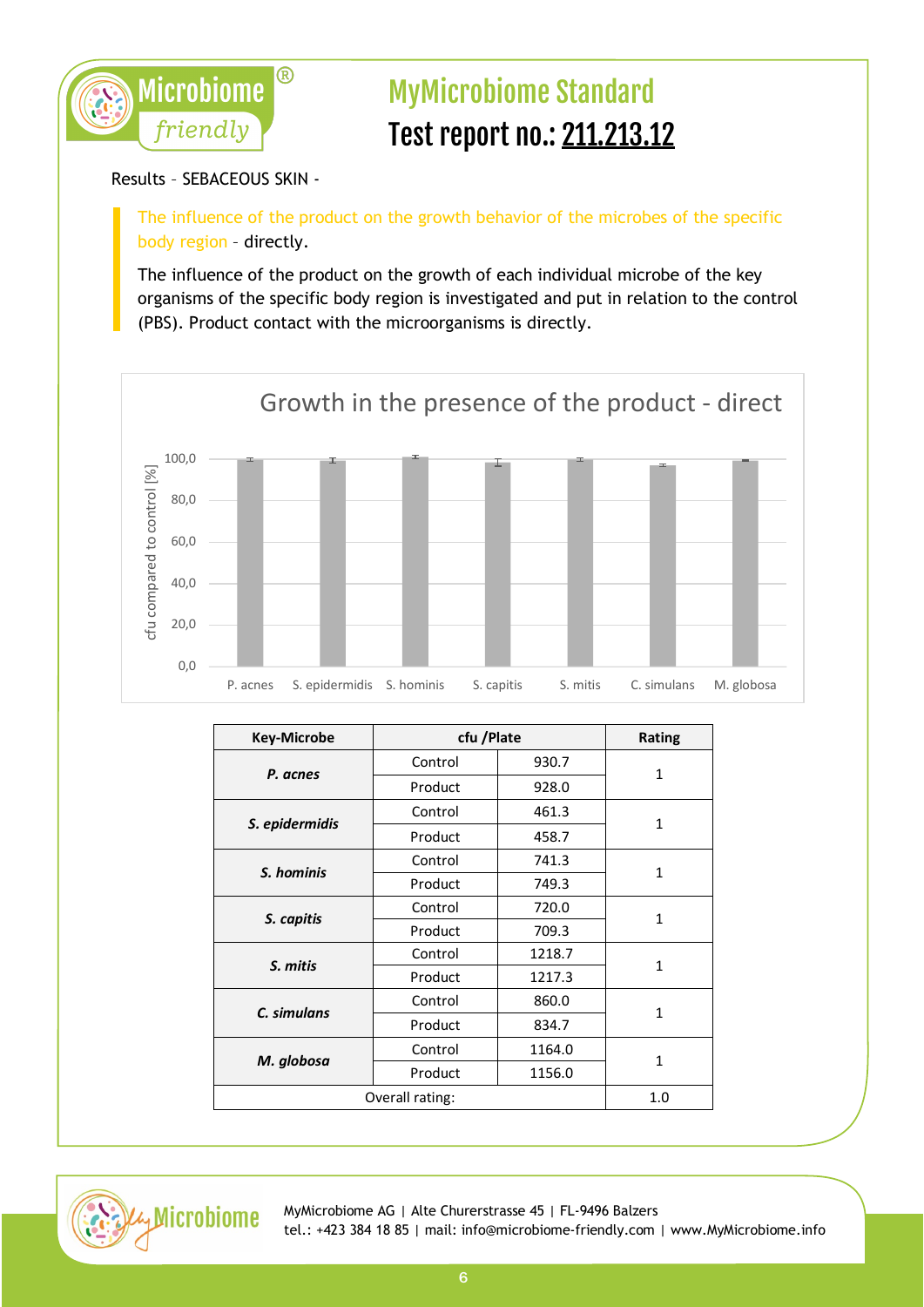# MyMicrobiome Standard

## Test report no.: 211.213.12

Results – SEBACEOUS SKIN -

The influence of the product on the growth behavior of the microbes of the specific body region - directly.

The influence of the product on the growth of each individual microbe of the key organisms of the specific body region is investigated and put in relation to the control (PBS). Product contact with the microorganisms is directly.

Growth in the presence of the product - direct

| Key-Microbe | cfu /Plate | | Rating |
|---|---|---|---|
| *P. acnes* | Control | 930.7 | 1 |
| | Product | 928.0 | |
| *S. epidermidis* | Control | 461.3 | 1 |
| | Product | 458.7 | |
| *S. hominis* | Control | 741.3 | 1 |
| | Product | 749.3 | |
| *S. capitis* | Control | 720.0 | 1 |
| | Product | 709.3 | |
| *S. mitis* | Control | 1218.7 | 1 |
| | Product | 1217.3 | |
| *C. simulans* | Control | 860.0 | 1 |
| | Product | 834.7 | |
| *M. globosa* | Control | 1164.0 | 1 |
| | Product | 1156.0 | |
| Overall rating: | | | 1.0 |

MyMicrobiome AG | Alte Churerstrasse 45 | FL-9496 Balzers
tel.: +423 384 18 85 | mail: info@microbiome-friendly.com | www.MyMicrobiome.info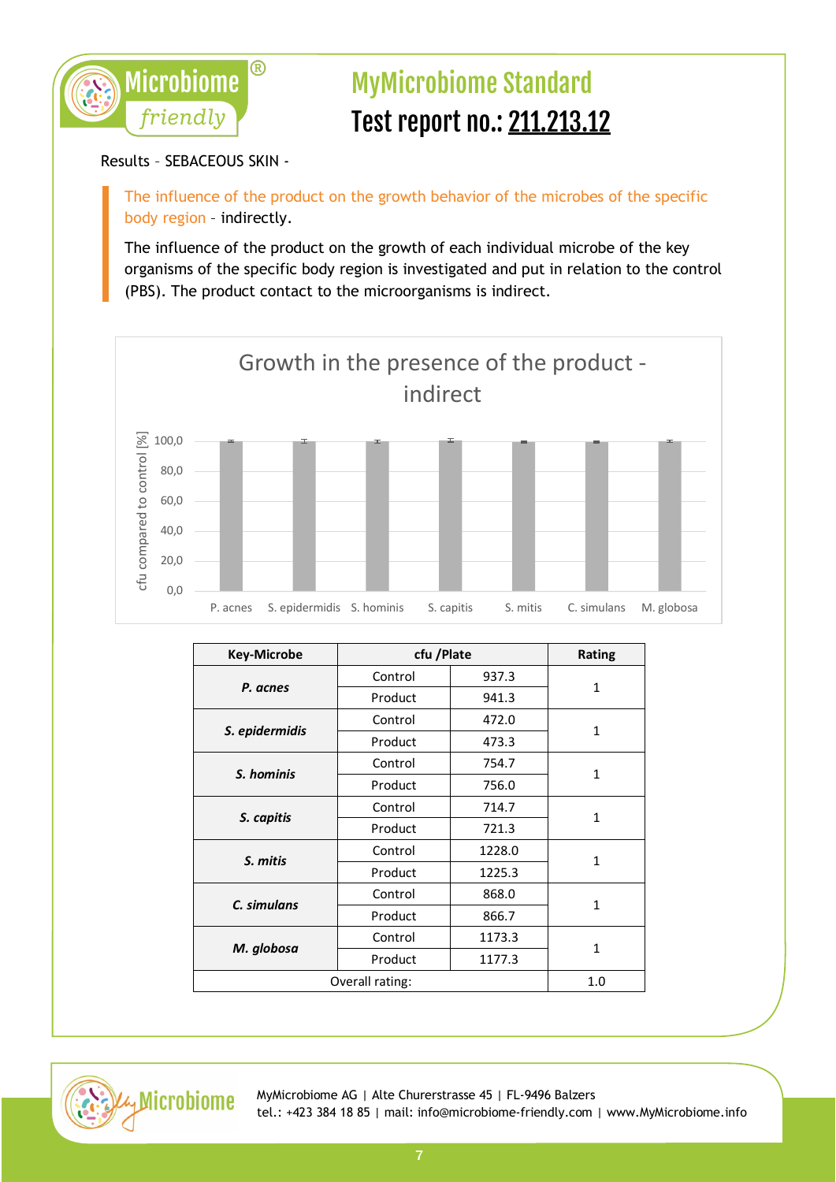# MyMicrobiome Standard

# Test report no.: 211.213.12

Results – SEBACEOUS SKIN -

The influence of the product on the growth behavior of the microbes of the specific body region - indirectly.

The influence of the product on the growth of each individual microbe of the key organisms of the specific body region is investigated and put in relation to the control (PBS). The product contact to the microorganisms is indirect.

Growth in the presence of the product - indirect

| Key-Microbe | cfu /Plate | | Rating |
|---|---|---|---|
| ***P. acnes*** | Control | 937.3 | 1 |
| | Product | 941.3 | |
| ***S. epidermidis*** | Control | 472.0 | 1 |
| | Product | 473.3 | |
| ***S. hominis*** | Control | 754.7 | 1 |
| | Product | 756.0 | |
| ***S. capitis*** | Control | 714.7 | 1 |
| | Product | 721.3 | |
| ***S. mitis*** | Control | 1228.0 | 1 |
| | Product | 1225.3 | |
| ***C. simulans*** | Control | 868.0 | 1 |
| | Product | 866.7 | |
| ***M. globosa*** | Control | 1173.3 | 1 |
| | Product | 1177.3 | |
| Overall rating: | | | 1.0 |

MyMicrobiome AG | Alte Churerstrasse 45 | FL-9496 Balzers
tel.: +423 384 18 85 | mail: info@microbiome-friendly.com | www.MyMicrobiome.info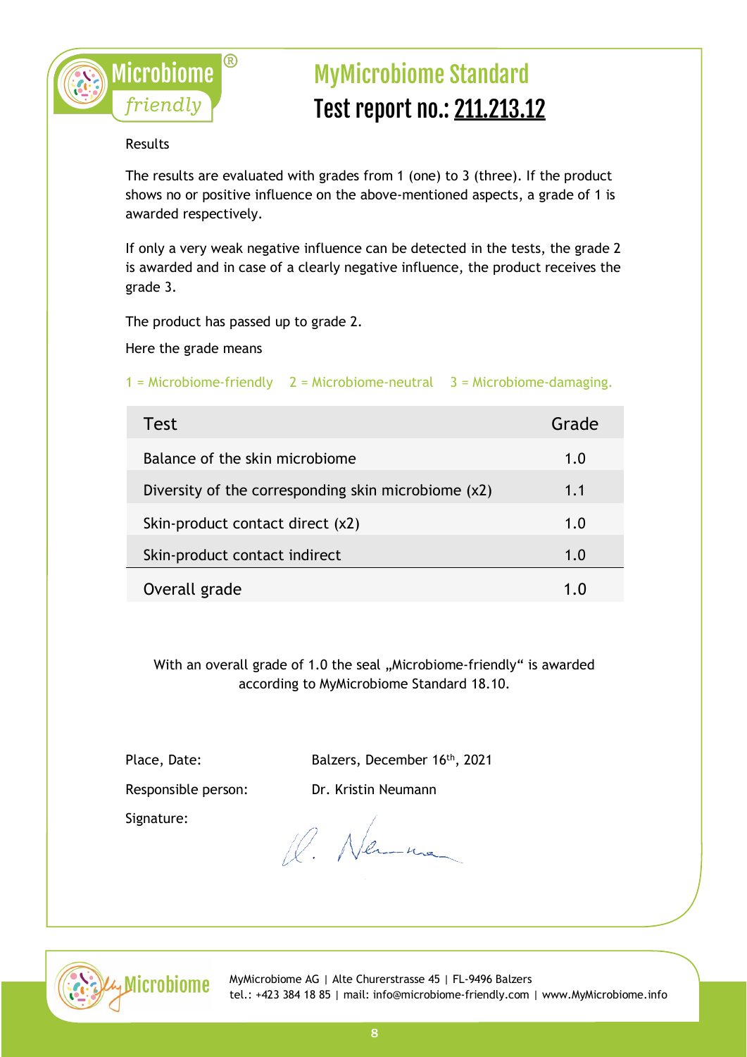# MyMicrobiome Standard

## Test report no.: 211.213.12

Results

The results are evaluated with grades from 1 (one) to 3 (three). If the product shows no or positive influence on the above-mentioned aspects, a grade of 1 is awarded respectively.

If only a very weak negative influence can be detected in the tests, the grade 2 is awarded and in case of a clearly negative influence, the product receives the grade 3.

The product has passed up to grade 2.

Here the grade means

1 = Microbiome-friendly   2 = Microbiome-neutral   3 = Microbiome-damaging.

| Test | Grade |
|---|---|
| Balance of the skin microbiome | 1.0 |
| Diversity of the corresponding skin microbiome (x2) | 1.1 |
| Skin-product contact direct (x2) | 1.0 |
| Skin-product contact indirect | 1.0 |
| Overall grade | 1.0 |

With an overall grade of 1.0 the seal „Microbiome-friendly“ is awarded according to MyMicrobiome Standard 18.10.

Place, Date: Balzers, December 16th, 2021

Responsible person: Dr. Kristin Neumann

Signature:

MyMicrobiome AG | Alte Churerstrasse 45 | FL-9496 Balzers
tel.: +423 384 18 85 | mail: info@microbiome-friendly.com | www.MyMicrobiome.info